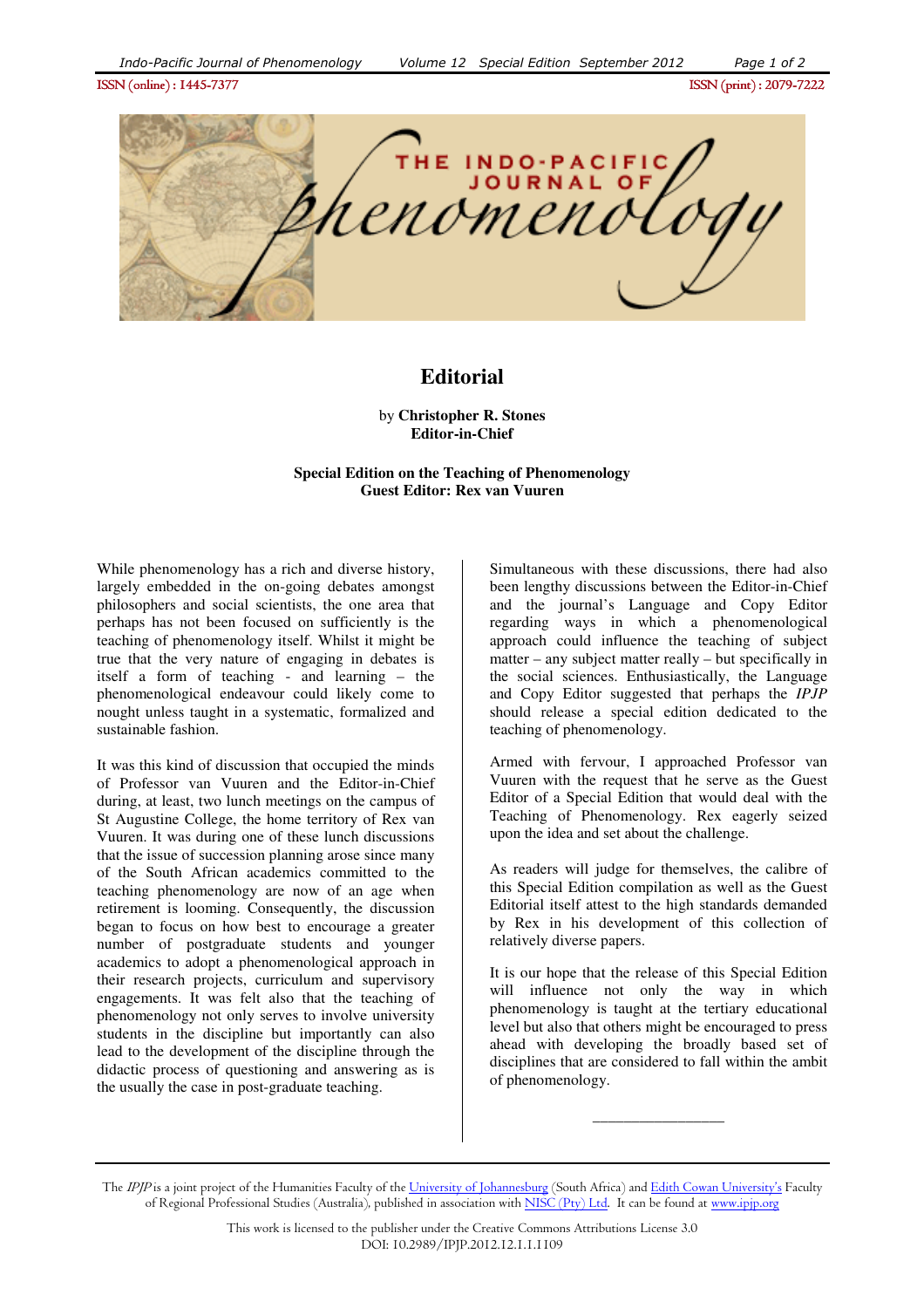ISSN (online) : 1445-7377 ISSN (print) : 2079-7222

# Editorial

by **Christopher R. Stones**
**Editor-in-Chief**

**Special Edition on the Teaching of Phenomenology**
**Guest Editor: Rex van Vuuren**

While phenomenology has a rich and diverse history, largely embedded in the on-going debates amongst philosophers and social scientists, the one area that perhaps has not been focused on sufficiently is the teaching of phenomenology itself. Whilst it might be true that the very nature of engaging in debates is itself a form of teaching - and learning – the phenomenological endeavour could likely come to nought unless taught in a systematic, formalized and sustainable fashion.

It was this kind of discussion that occupied the minds of Professor van Vuuren and the Editor-in-Chief during, at least, two lunch meetings on the campus of St Augustine College, the home territory of Rex van Vuuren. It was during one of these lunch discussions that the issue of succession planning arose since many of the South African academics committed to the teaching phenomenology are now of an age when retirement is looming. Consequently, the discussion began to focus on how best to encourage a greater number of postgraduate students and younger academics to adopt a phenomenological approach in their research projects, curriculum and supervisory engagements. It was felt also that the teaching of phenomenology not only serves to involve university students in the discipline but importantly can also lead to the development of the discipline through the didactic process of questioning and answering as is the usually the case in post-graduate teaching.

Simultaneous with these discussions, there had also been lengthy discussions between the Editor-in-Chief and the journal's Language and Copy Editor regarding ways in which a phenomenological approach could influence the teaching of subject matter – any subject matter really – but specifically in the social sciences. Enthusiastically, the Language and Copy Editor suggested that perhaps the *IPJP* should release a special edition dedicated to the teaching of phenomenology.

Armed with fervour, I approached Professor van Vuuren with the request that he serve as the Guest Editor of a Special Edition that would deal with the Teaching of Phenomenology. Rex eagerly seized upon the idea and set about the challenge.

As readers will judge for themselves, the calibre of this Special Edition compilation as well as the Guest Editorial itself attest to the high standards demanded by Rex in his development of this collection of relatively diverse papers.

It is our hope that the release of this Special Edition will influence not only the way in which phenomenology is taught at the tertiary educational level but also that others might be encouraged to press ahead with developing the broadly based set of disciplines that are considered to fall within the ambit of phenomenology.

---

The *IPJP* is a joint project of the Humanities Faculty of the University of Johannesburg (South Africa) and Edith Cowan University's Faculty of Regional Professional Studies (Australia), published in association with NISC (Pty) Ltd. It can be found at www.ipjp.org.

This work is licensed to the publisher under the Creative Commons Attributions License 3.0
DOI: 10.2989/IPJP.2012.12.1.1.1109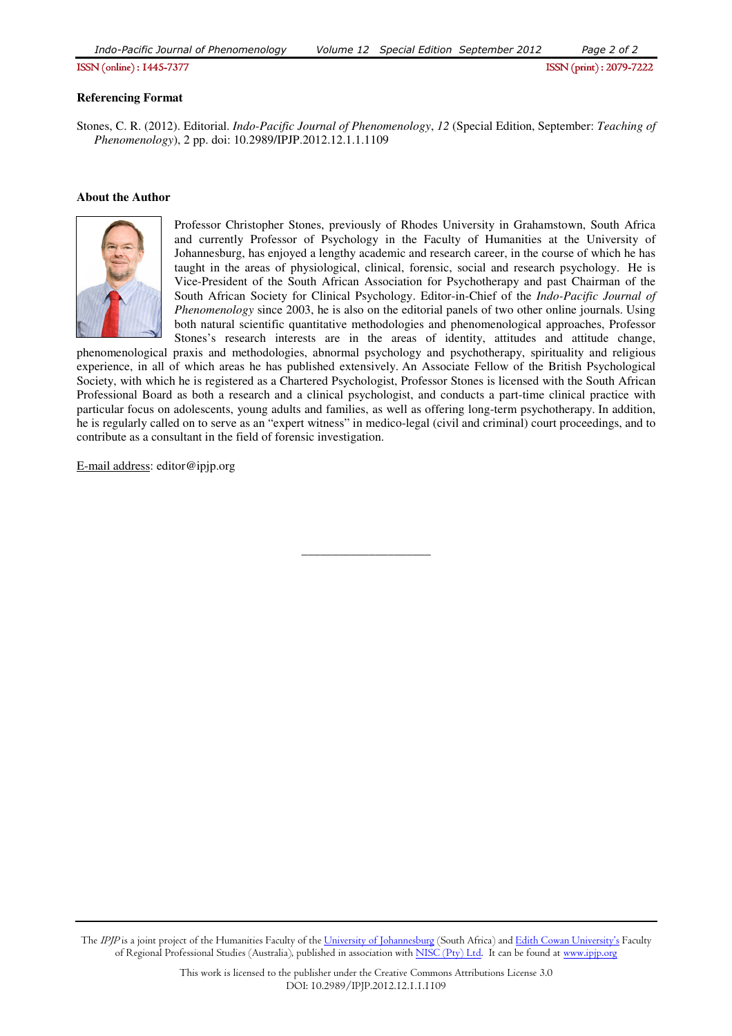**Referencing Format**

Stones, C. R. (2012). Editorial. *Indo-Pacific Journal of Phenomenology*, *12* (Special Edition, September: *Teaching of Phenomenology*), 2 pp. doi: 10.2989/IPJP.2012.12.1.1.1109

**About the Author**

Professor Christopher Stones, previously of Rhodes University in Grahamstown, South Africa and currently Professor of Psychology in the Faculty of Humanities at the University of Johannesburg, has enjoyed a lengthy academic and research career, in the course of which he has taught in the areas of physiological, clinical, forensic, social and research psychology. He is Vice-President of the South African Association for Psychotherapy and past Chairman of the South African Society for Clinical Psychology. Editor-in-Chief of the *Indo-Pacific Journal of Phenomenology* since 2003, he is also on the editorial panels of two other online journals. Using both natural scientific quantitative methodologies and phenomenological approaches, Professor Stones's research interests are in the areas of identity, attitudes and attitude change, phenomenological praxis and methodologies, abnormal psychology and psychotherapy, spirituality and religious experience, in all of which areas he has published extensively. An Associate Fellow of the British Psychological Society, with which he is registered as a Chartered Psychologist, Professor Stones is licensed with the South African Professional Board as both a research and a clinical psychologist, and conducts a part-time clinical practice with particular focus on adolescents, young adults and families, as well as offering long-term psychotherapy. In addition, he is regularly called on to serve as an "expert witness" in medico-legal (civil and criminal) court proceedings, and to contribute as a consultant in the field of forensic investigation.

E-mail address: editor@ipjp.org

---

The *IPJP* is a joint project of the Humanities Faculty of the University of Johannesburg (South Africa) and Edith Cowan University's Faculty of Regional Professional Studies (Australia), published in association with NISC (Pty) Ltd. It can be found at www.ipjp.org

This work is licensed to the publisher under the Creative Commons Attributions License 3.0
DOI: 10.2989/IPJP.2012.12.1.1.1109